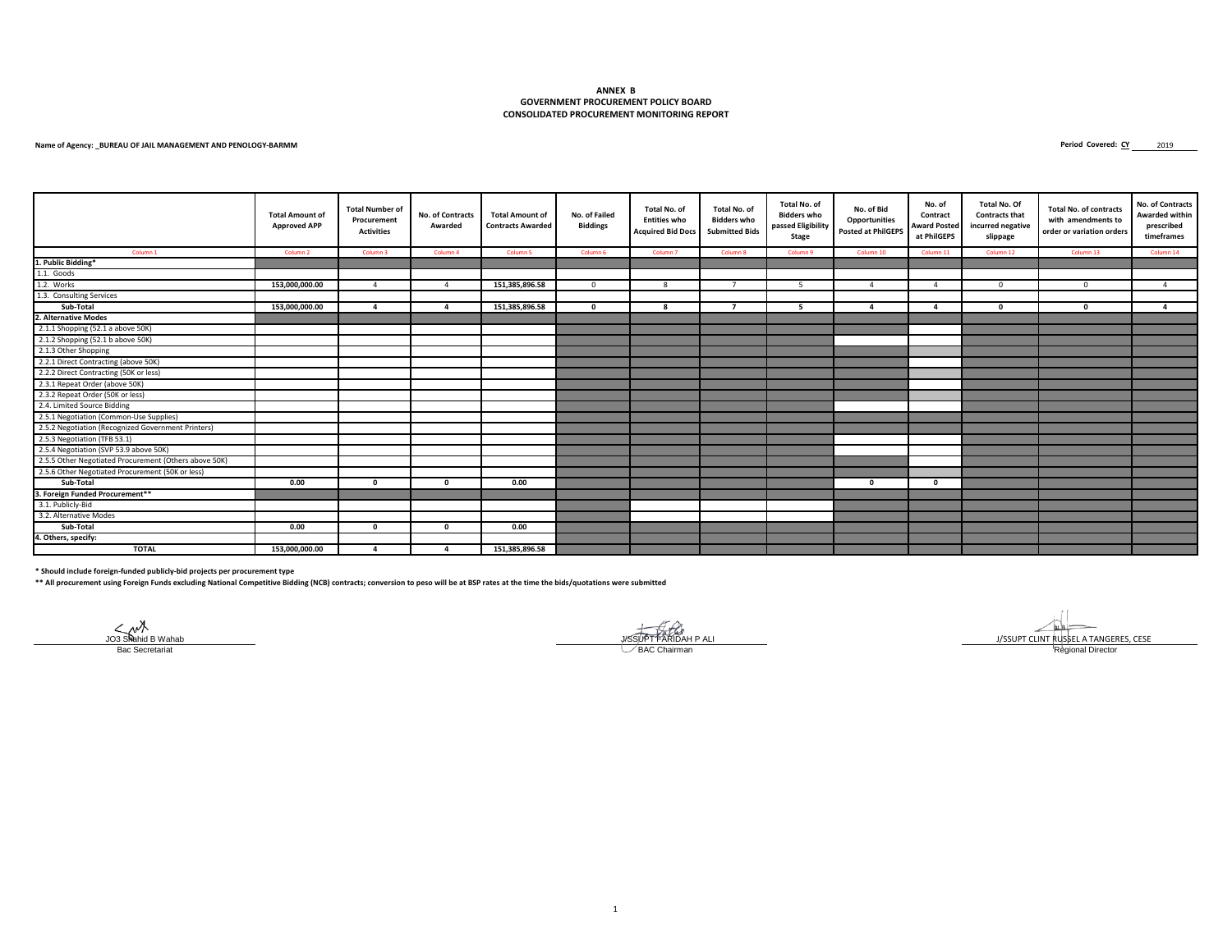**ANNEX B**
**GOVERNMENT PROCUREMENT POLICY BOARD**
**CONSOLIDATED PROCUREMENT MONITORING REPORT**

**Name of Agency: _BUREAU OF JAIL MANAGEMENT AND PENOLOGY-BARMM**

**Period Covered: CY** 2019

| | Total Amount of Approved APP | Total Number of Procurement Activities | No. of Contracts Awarded | Total Amount of Contracts Awarded | No. of Failed Biddings | Total No. of Entities who Acquired Bid Docs | Total No. of Bidders who Submitted Bids | Total No. of Bidders who passed Eligibility Stage | No. of Bid Opportunities Posted at PhilGEPS | No. of Contract Award Posted at PhilGEPS | Total No. Of Contracts that incurred negative slippage | Total No. of contracts with amendments to order or variation orders | No. of Contracts Awarded within prescribed timeframes |
|---|---|---|---|---|---|---|---|---|---|---|---|---|---|
| Column 1 | Column 2 | Column 3 | Column 4 | Column 5 | Column 6 | Column 7 | Column 8 | Column 9 | Column 10 | Column 11 | Column 12 | Column 13 | Column 14 |
| **1. Public Bidding*** | | | | | | | | | | | | | |
| 1.1. Goods | | | | | | | | | | | | | |
| 1.2. Works | 153,000,000.00 | 4 | 4 | 151,385,896.58 | 0 | 8 | 7 | 5 | 4 | 4 | 0 | 0 | 4 |
| 1.3. Consulting Services | | | | | | | | | | | | | |
| **Sub-Total** | **153,000,000.00** | **4** | **4** | **151,385,896.58** | **0** | **8** | **7** | **5** | **4** | **4** | **0** | **0** | **4** |
| **2. Alternative Modes** | | | | | | | | | | | | | |
| 2.1.1 Shopping (52.1 a above 50K) | | | | | | | | | | | | | |
| 2.1.2 Shopping (52.1 b above 50K) | | | | | | | | | | | | | |
| 2.1.3 Other Shopping | | | | | | | | | | | | | |
| 2.2.1 Direct Contracting (above 50K) | | | | | | | | | | | | | |
| 2.2.2 Direct Contracting (50K or less) | | | | | | | | | | | | | |
| 2.3.1 Repeat Order (above 50K) | | | | | | | | | | | | | |
| 2.3.2 Repeat Order (50K or less) | | | | | | | | | | | | | |
| 2.4. Limited Source Bidding | | | | | | | | | | | | | |
| 2.5.1 Negotiation (Common-Use Supplies) | | | | | | | | | | | | | |
| 2.5.2 Negotiation (Recognized Government Printers) | | | | | | | | | | | | | |
| 2.5.3 Negotiation (TFB 53.1) | | | | | | | | | | | | | |
| 2.5.4 Negotiation (SVP 53.9 above 50K) | | | | | | | | | | | | | |
| 2.5.5 Other Negotiated Procurement (Others above 50K) | | | | | | | | | | | | | |
| 2.5.6 Other Negotiated Procurement (50K or less) | | | | | | | | | | | | | |
| **Sub-Total** | **0.00** | **0** | **0** | **0.00** | | | | | **0** | **0** | | | |
| **3. Foreign Funded Procurement**** | | | | | | | | | | | | | |
| 3.1. Publicly-Bid | | | | | | | | | | | | | |
| 3.2. Alternative Modes | | | | | | | | | | | | | |
| **Sub-Total** | **0.00** | **0** | **0** | **0.00** | | | | | | | | | |
| **4. Others, specify:** | | | | | | | | | | | | | |
| **TOTAL** | **153,000,000.00** | **4** | **4** | **151,385,896.58** | | | | | | | | | |

**\* Should include foreign-funded publicly-bid projects per procurement type**

**\*\* All procurement using Foreign Funds excluding National Competitive Bidding (NCB) contracts; conversion to peso will be at BSP rates at the time the bids/quotations were submitted**

JO3 Shahid B Wahab
Bac Secretariat

J/SSUPT FARIDAH P ALI
BAC Chairman

J/SSUPT CLINT RUSSEL A TANGERES, CESE
Regional Director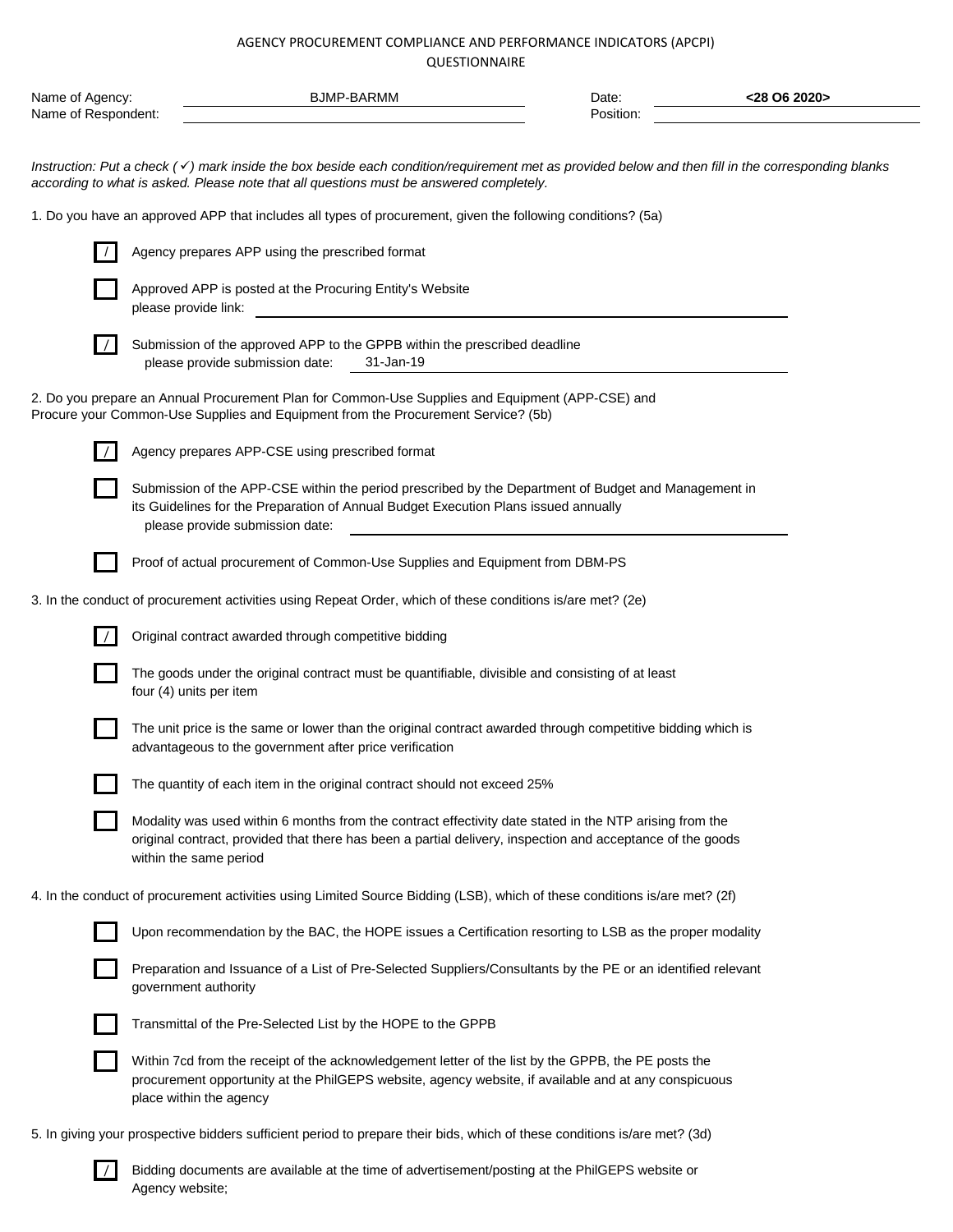AGENCY PROCUREMENT COMPLIANCE AND PERFORMANCE INDICATORS (APCPI)
QUESTIONNAIRE

| | | | |
|---|---|---|---|
| Name of Agency: | BJMP-BARMM | Date: | **<28 O6 2020>** |
| Name of Respondent: | | Position: | |

*Instruction: Put a check (✓) mark inside the box beside each condition/requirement met as provided below and then fill in the corresponding blanks according to what is asked. Please note that all questions must be answered completely.*

1. Do you have an approved APP that includes all types of procurement, given the following conditions? (5a)

- [/] Agency prepares APP using the prescribed format
- [ ] Approved APP is posted at the Procuring Entity's Website
  please provide link: ______________________________
- [/] Submission of the approved APP to the GPPB within the prescribed deadline
  please provide submission date: 31-Jan-19

2. Do you prepare an Annual Procurement Plan for Common-Use Supplies and Equipment (APP-CSE) and Procure your Common-Use Supplies and Equipment from the Procurement Service? (5b)

- [/] Agency prepares APP-CSE using prescribed format
- [ ] Submission of the APP-CSE within the period prescribed by the Department of Budget and Management in its Guidelines for the Preparation of Annual Budget Execution Plans issued annually
  please provide submission date: ______________________________
- [ ] Proof of actual procurement of Common-Use Supplies and Equipment from DBM-PS

3. In the conduct of procurement activities using Repeat Order, which of these conditions is/are met? (2e)

- [/] Original contract awarded through competitive bidding
- [ ] The goods under the original contract must be quantifiable, divisible and consisting of at least four (4) units per item
- [ ] The unit price is the same or lower than the original contract awarded through competitive bidding which is advantageous to the government after price verification
- [ ] The quantity of each item in the original contract should not exceed 25%
- [ ] Modality was used within 6 months from the contract effectivity date stated in the NTP arising from the original contract, provided that there has been a partial delivery, inspection and acceptance of the goods within the same period

4. In the conduct of procurement activities using Limited Source Bidding (LSB), which of these conditions is/are met? (2f)

- [ ] Upon recommendation by the BAC, the HOPE issues a Certification resorting to LSB as the proper modality
- [ ] Preparation and Issuance of a List of Pre-Selected Suppliers/Consultants by the PE or an identified relevant government authority
- [ ] Transmittal of the Pre-Selected List by the HOPE to the GPPB
- [ ] Within 7cd from the receipt of the acknowledgement letter of the list by the GPPB, the PE posts the procurement opportunity at the PhilGEPS website, agency website, if available and at any conspicuous place within the agency

5. In giving your prospective bidders sufficient period to prepare their bids, which of these conditions is/are met? (3d)

- [/] Bidding documents are available at the time of advertisement/posting at the PhilGEPS website or Agency website;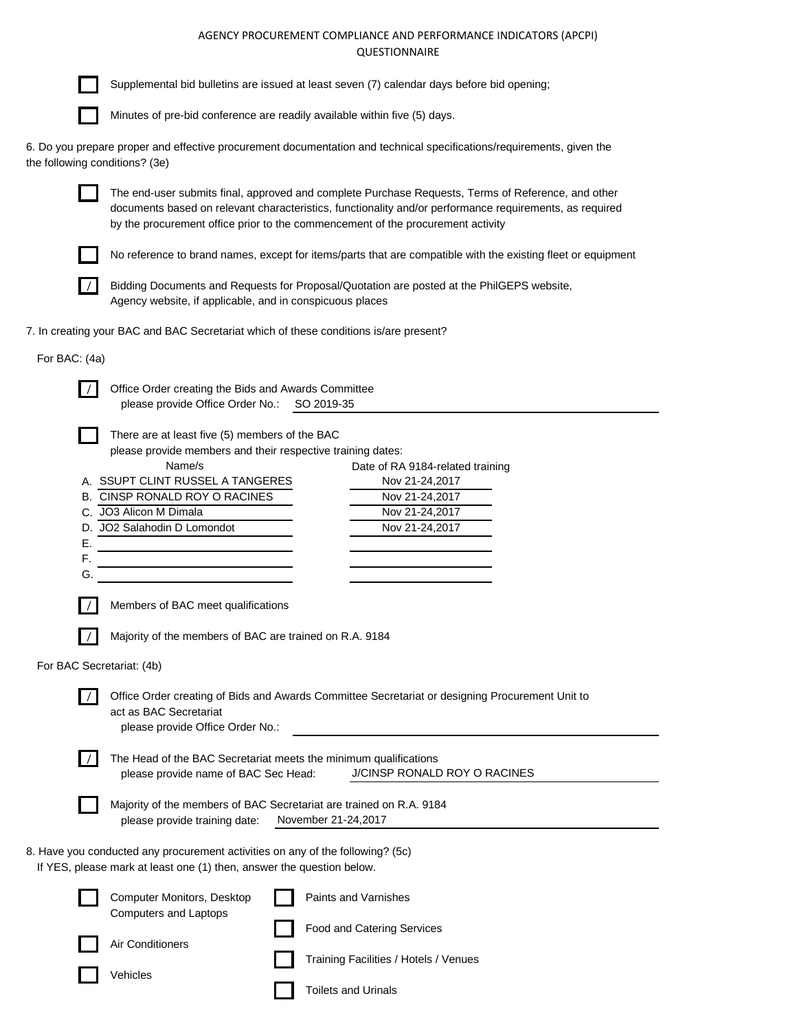AGENCY PROCUREMENT COMPLIANCE AND PERFORMANCE INDICATORS (APCPI)
QUESTIONNAIRE

- [ ] Supplemental bid bulletins are issued at least seven (7) calendar days before bid opening;
- [ ] Minutes of pre-bid conference are readily available within five (5) days.

6. Do you prepare proper and effective procurement documentation and technical specifications/requirements, given the the following conditions? (3e)

- [ ] The end-user submits final, approved and complete Purchase Requests, Terms of Reference, and other documents based on relevant characteristics, functionality and/or performance requirements, as required by the procurement office prior to the commencement of the procurement activity
- [ ] No reference to brand names, except for items/parts that are compatible with the existing fleet or equipment
- [/] Bidding Documents and Requests for Proposal/Quotation are posted at the PhilGEPS website, Agency website, if applicable, and in conspicuous places

7. In creating your BAC and BAC Secretariat which of these conditions is/are present?

For BAC: (4a)

- [/] Office Order creating the Bids and Awards Committee
  please provide Office Order No.: SO 2019-35
- [ ] There are at least five (5) members of the BAC
  please provide members and their respective training dates:

| | Name/s | Date of RA 9184-related training |
|---|---|---|
| A. | SSUPT CLINT RUSSEL A TANGERES | Nov 21-24,2017 |
| B. | CINSP RONALD ROY O RACINES | Nov 21-24,2017 |
| C. | JO3 Alicon M Dimala | Nov 21-24,2017 |
| D. | JO2 Salahodin D Lomondot | Nov 21-24,2017 |
| E. | | |
| F. | | |
| G. | | |

- [/] Members of BAC meet qualifications
- [/] Majority of the members of BAC are trained on R.A. 9184

For BAC Secretariat: (4b)

- [/] Office Order creating of Bids and Awards Committee Secretariat or designing Procurement Unit to act as BAC Secretariat
  please provide Office Order No.:
- [/] The Head of the BAC Secretariat meets the minimum qualifications
  please provide name of BAC Sec Head: J/CINSP RONALD ROY O RACINES
- [ ] Majority of the members of BAC Secretariat are trained on R.A. 9184
  please provide training date: November 21-24,2017

8. Have you conducted any procurement activities on any of the following? (5c)
If YES, please mark at least one (1) then, answer the question below.

- [ ] Computer Monitors, Desktop Computers and Laptops
- [ ] Air Conditioners
- [ ] Vehicles
- [ ] Paints and Varnishes
- [ ] Food and Catering Services
- [ ] Training Facilities / Hotels / Venues
- [ ] Toilets and Urinals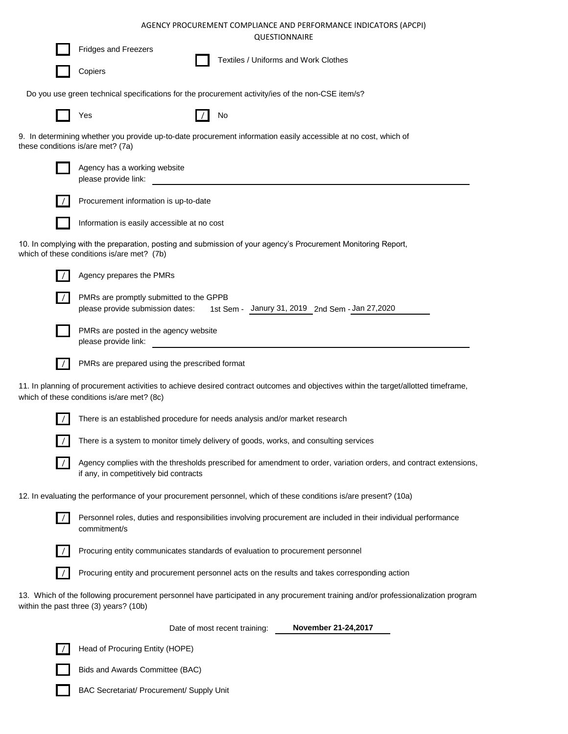AGENCY PROCUREMENT COMPLIANCE AND PERFORMANCE INDICATORS (APCPI) QUESTIONNAIRE

- [ ] Fridges and Freezers
- [ ] Textiles / Uniforms and Work Clothes
- [ ] Copiers

Do you use green technical specifications for the procurement activity/ies of the non-CSE item/s?

- [ ] Yes
- [x] No

9. In determining whether you provide up-to-date procurement information easily accessible at no cost, which of these conditions is/are met? (7a)

- [ ] Agency has a working website
  please provide link: ______________________
- [x] Procurement information is up-to-date
- [ ] Information is easily accessible at no cost

10. In complying with the preparation, posting and submission of your agency's Procurement Monitoring Report, which of these conditions is/are met? (7b)

- [x] Agency prepares the PMRs
- [x] PMRs are promptly submitted to the GPPB
  please provide submission dates: 1st Sem - Janury 31, 2019 2nd Sem - Jan 27,2020
- [ ] PMRs are posted in the agency website
  please provide link: ______________________
- [x] PMRs are prepared using the prescribed format

11. In planning of procurement activities to achieve desired contract outcomes and objectives within the target/allotted timeframe, which of these conditions is/are met? (8c)

- [x] There is an established procedure for needs analysis and/or market research
- [x] There is a system to monitor timely delivery of goods, works, and consulting services
- [x] Agency complies with the thresholds prescribed for amendment to order, variation orders, and contract extensions, if any, in competitively bid contracts

12. In evaluating the performance of your procurement personnel, which of these conditions is/are present? (10a)

- [x] Personnel roles, duties and responsibilities involving procurement are included in their individual performance commitment/s
- [x] Procuring entity communicates standards of evaluation to procurement personnel
- [x] Procuring entity and procurement personnel acts on the results and takes corresponding action

13. Which of the following procurement personnel have participated in any procurement training and/or professionalization program within the past three (3) years? (10b)

Date of most recent training: **November 21-24,2017**

- [x] Head of Procuring Entity (HOPE)
- [ ] Bids and Awards Committee (BAC)
- [ ] BAC Secretariat/ Procurement/ Supply Unit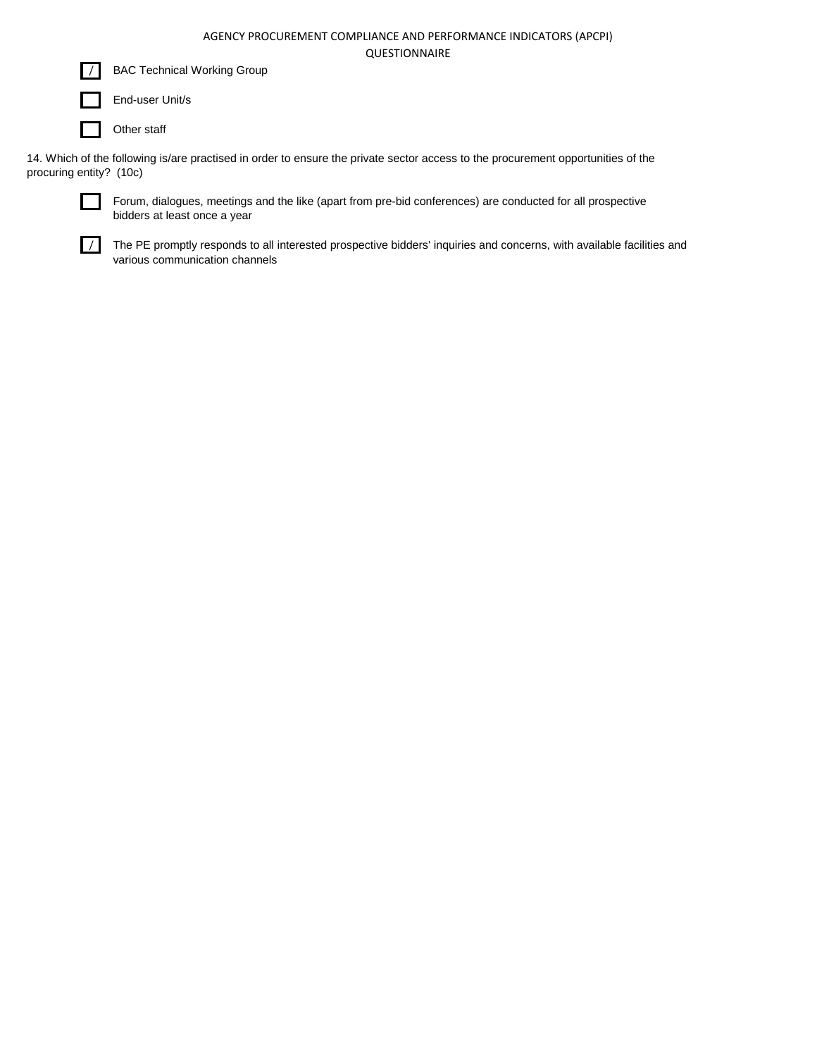- [x] BAC Technical Working Group
- [ ] End-user Unit/s
- [ ] Other staff

14. Which of the following is/are practised in order to ensure the private sector access to the procurement opportunities of the procuring entity? (10c)

- [ ] Forum, dialogues, meetings and the like (apart from pre-bid conferences) are conducted for all prospective bidders at least once a year
- [x] The PE promptly responds to all interested prospective bidders' inquiries and concerns, with available facilities and various communication channels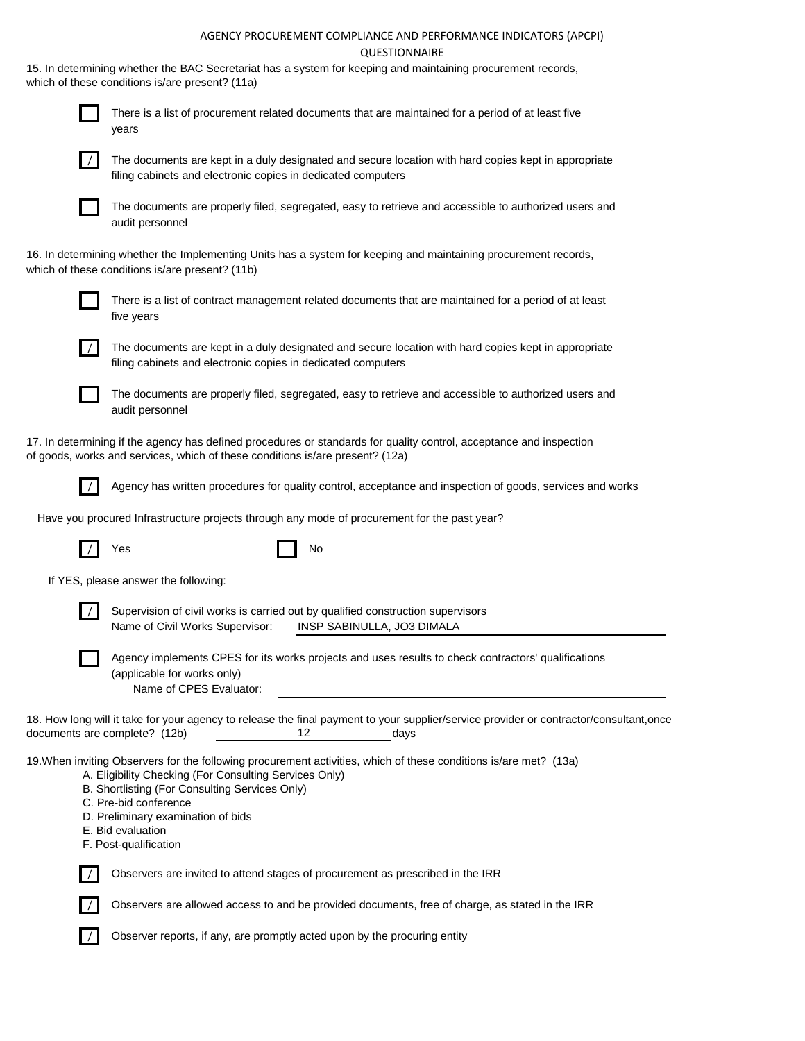AGENCY PROCUREMENT COMPLIANCE AND PERFORMANCE INDICATORS (APCPI) QUESTIONNAIRE

15. In determining whether the BAC Secretariat has a system for keeping and maintaining procurement records, which of these conditions is/are present? (11a)

- [ ] There is a list of procurement related documents that are maintained for a period of at least five years
- [/] The documents are kept in a duly designated and secure location with hard copies kept in appropriate filing cabinets and electronic copies in dedicated computers
- [ ] The documents are properly filed, segregated, easy to retrieve and accessible to authorized users and audit personnel

16. In determining whether the Implementing Units has a system for keeping and maintaining procurement records, which of these conditions is/are present? (11b)

- [ ] There is a list of contract management related documents that are maintained for a period of at least five years
- [/] The documents are kept in a duly designated and secure location with hard copies kept in appropriate filing cabinets and electronic copies in dedicated computers
- [ ] The documents are properly filed, segregated, easy to retrieve and accessible to authorized users and audit personnel

17. In determining if the agency has defined procedures or standards for quality control, acceptance and inspection of goods, works and services, which of these conditions is/are present? (12a)

- [/] Agency has written procedures for quality control, acceptance and inspection of goods, services and works

Have you procured Infrastructure projects through any mode of procurement for the past year?

- [/] Yes
- [ ] No

If YES, please answer the following:

- [/] Supervision of civil works is carried out by qualified construction supervisors
  Name of Civil Works Supervisor: INSP SABINULLA, JO3 DIMALA
- [ ] Agency implements CPES for its works projects and uses results to check contractors' qualifications (applicable for works only)
  Name of CPES Evaluator: ____________________

18. How long will it take for your agency to release the final payment to your supplier/service provider or contractor/consultant, once documents are complete? (12b) 12 days

19. When inviting Observers for the following procurement activities, which of these conditions is/are met? (13a)

A. Eligibility Checking (For Consulting Services Only)
B. Shortlisting (For Consulting Services Only)
C. Pre-bid conference
D. Preliminary examination of bids
E. Bid evaluation
F. Post-qualification

- [/] Observers are invited to attend stages of procurement as prescribed in the IRR
- [/] Observers are allowed access to and be provided documents, free of charge, as stated in the IRR
- [/] Observer reports, if any, are promptly acted upon by the procuring entity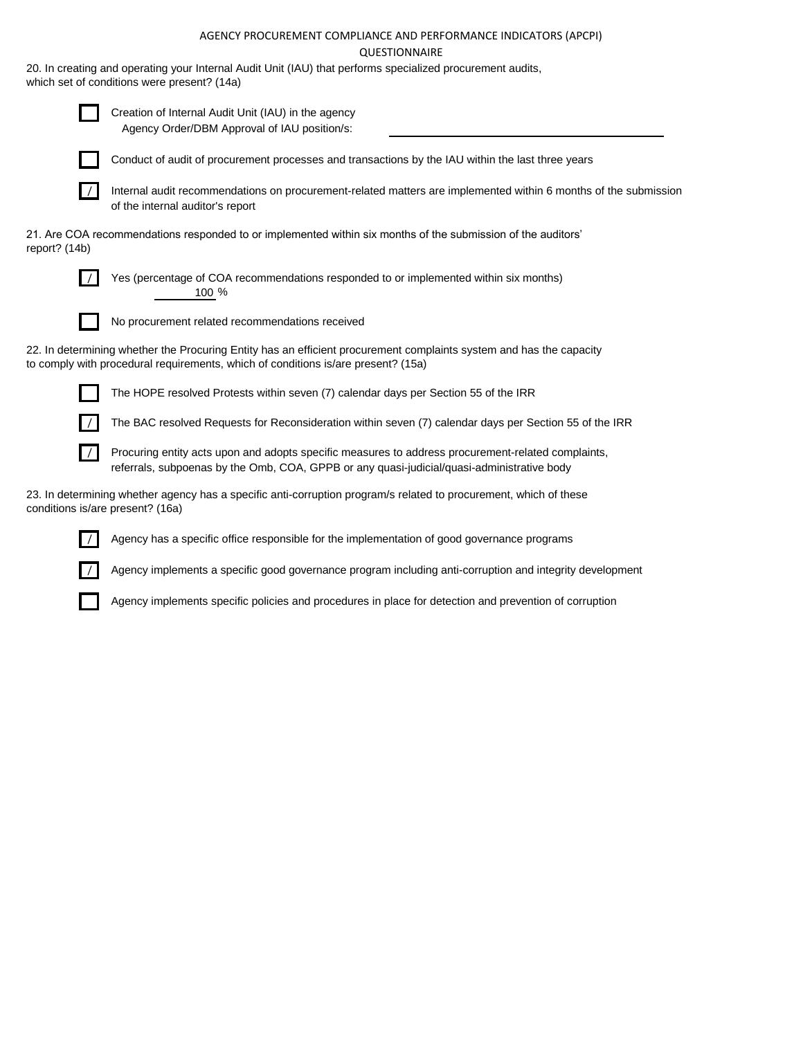AGENCY PROCUREMENT COMPLIANCE AND PERFORMANCE INDICATORS (APCPI)

QUESTIONNAIRE

20. In creating and operating your Internal Audit Unit (IAU) that performs specialized procurement audits, which set of conditions were present? (14a)

- [ ] Creation of Internal Audit Unit (IAU) in the agency
  Agency Order/DBM Approval of IAU position/s: \_\_\_\_\_\_\_\_\_\_\_\_\_\_\_\_\_\_\_\_
- [ ] Conduct of audit of procurement processes and transactions by the IAU within the last three years
- [x] Internal audit recommendations on procurement-related matters are implemented within 6 months of the submission of the internal auditor's report

21. Are COA recommendations responded to or implemented within six months of the submission of the auditors' report? (14b)

- [x] Yes (percentage of COA recommendations responded to or implemented within six months)
  100 %
- [ ] No procurement related recommendations received

22. In determining whether the Procuring Entity has an efficient procurement complaints system and has the capacity to comply with procedural requirements, which of conditions is/are present? (15a)

- [ ] The HOPE resolved Protests within seven (7) calendar days per Section 55 of the IRR
- [x] The BAC resolved Requests for Reconsideration within seven (7) calendar days per Section 55 of the IRR
- [x] Procuring entity acts upon and adopts specific measures to address procurement-related complaints, referrals, subpoenas by the Omb, COA, GPPB or any quasi-judicial/quasi-administrative body

23. In determining whether agency has a specific anti-corruption program/s related to procurement, which of these conditions is/are present? (16a)

- [x] Agency has a specific office responsible for the implementation of good governance programs
- [x] Agency implements a specific good governance program including anti-corruption and integrity development
- [ ] Agency implements specific policies and procedures in place for detection and prevention of corruption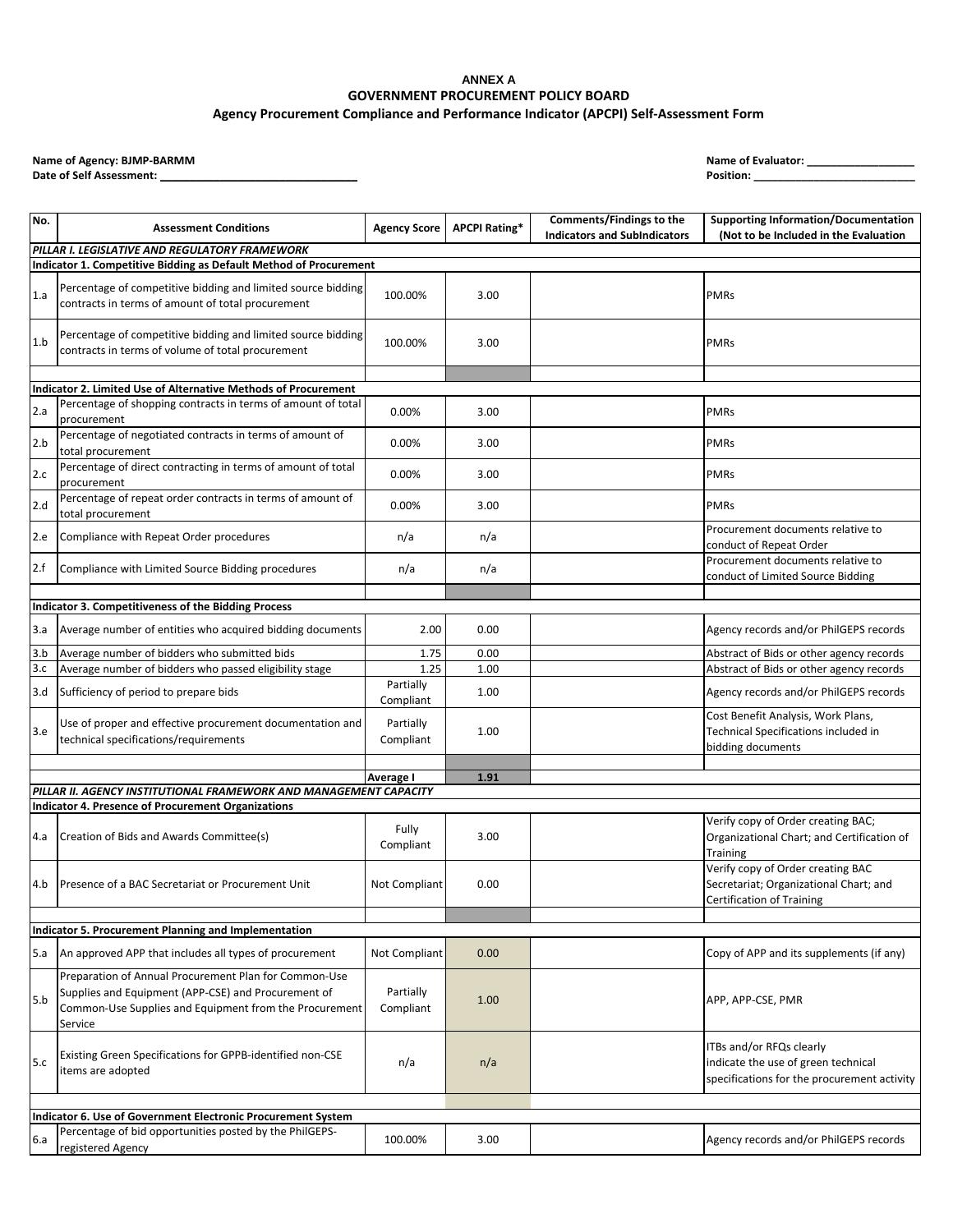**ANNEX A**
**GOVERNMENT PROCUREMENT POLICY BOARD**
**Agency Procurement Compliance and Performance Indicator (APCPI) Self-Assessment Form**

**Name of Agency: BJMP-BARMM**
**Date of Self Assessment: ________________________________**

**Name of Evaluator: __________________**
**Position: ___________________________**

| No. | Assessment Conditions | Agency Score | APCPI Rating* | Comments/Findings to the Indicators and SubIndicators | Supporting Information/Documentation (Not to be Included in the Evaluation |
|---|---|---|---|---|---|
| ***PILLAR I. LEGISLATIVE AND REGULATORY FRAMEWORK*** | | | | | |
| **Indicator 1. Competitive Bidding as Default Method of Procurement** | | | | | |
| 1.a | Percentage of competitive bidding and limited source bidding contracts in terms of amount of total procurement | 100.00% | 3.00 | | PMRs |
| 1.b | Percentage of competitive bidding and limited source bidding contracts in terms of volume of total procurement | 100.00% | 3.00 | | PMRs |
| | | | | | |
| **Indicator 2. Limited Use of Alternative Methods of Procurement** | | | | | |
| 2.a | Percentage of shopping contracts in terms of amount of total procurement | 0.00% | 3.00 | | PMRs |
| 2.b | Percentage of negotiated contracts in terms of amount of total procurement | 0.00% | 3.00 | | PMRs |
| 2.c | Percentage of direct contracting in terms of amount of total procurement | 0.00% | 3.00 | | PMRs |
| 2.d | Percentage of repeat order contracts in terms of amount of total procurement | 0.00% | 3.00 | | PMRs |
| 2.e | Compliance with Repeat Order procedures | n/a | n/a | | Procurement documents relative to conduct of Repeat Order |
| 2.f | Compliance with Limited Source Bidding procedures | n/a | n/a | | Procurement documents relative to conduct of Limited Source Bidding |
| | | | | | |
| **Indicator 3. Competitiveness of the Bidding Process** | | | | | |
| 3.a | Average number of entities who acquired bidding documents | 2.00 | 0.00 | | Agency records and/or PhilGEPS records |
| 3.b | Average number of bidders who submitted bids | 1.75 | 0.00 | | Abstract of Bids or other agency records |
| 3.c | Average number of bidders who passed eligibility stage | 1.25 | 1.00 | | Abstract of Bids or other agency records |
| 3.d | Sufficiency of period to prepare bids | Partially Compliant | 1.00 | | Agency records and/or PhilGEPS records |
| 3.e | Use of proper and effective procurement documentation and technical specifications/requirements | Partially Compliant | 1.00 | | Cost Benefit Analysis, Work Plans, Technical Specifications included in bidding documents |
| | | | | | |
| | | **Average I** | **1.91** | | |
| ***PILLAR II. AGENCY INSTITUTIONAL FRAMEWORK AND MANAGEMENT CAPACITY*** | | | | | |
| **Indicator 4. Presence of Procurement Organizations** | | | | | |
| 4.a | Creation of Bids and Awards Committee(s) | Fully Compliant | 3.00 | | Verify copy of Order creating BAC; Organizational Chart; and Certification of Training |
| 4.b | Presence of a BAC Secretariat or Procurement Unit | Not Compliant | 0.00 | | Verify copy of Order creating BAC Secretariat; Organizational Chart; and Certification of Training |
| | | | | | |
| **Indicator 5. Procurement Planning and Implementation** | | | | | |
| 5.a | An approved APP that includes all types of procurement | Not Compliant | 0.00 | | Copy of APP and its supplements (if any) |
| 5.b | Preparation of Annual Procurement Plan for Common-Use Supplies and Equipment (APP-CSE) and Procurement of Common-Use Supplies and Equipment from the Procurement Service | Partially Compliant | 1.00 | | APP, APP-CSE, PMR |
| 5.c | Existing Green Specifications for GPPB-identified non-CSE items are adopted | n/a | n/a | | ITBs and/or RFQs clearly indicate the use of green technical specifications for the procurement activity |
| | | | | | |
| **Indicator 6. Use of Government Electronic Procurement System** | | | | | |
| 6.a | Percentage of bid opportunities posted by the PhilGEPS-registered Agency | 100.00% | 3.00 | | Agency records and/or PhilGEPS records |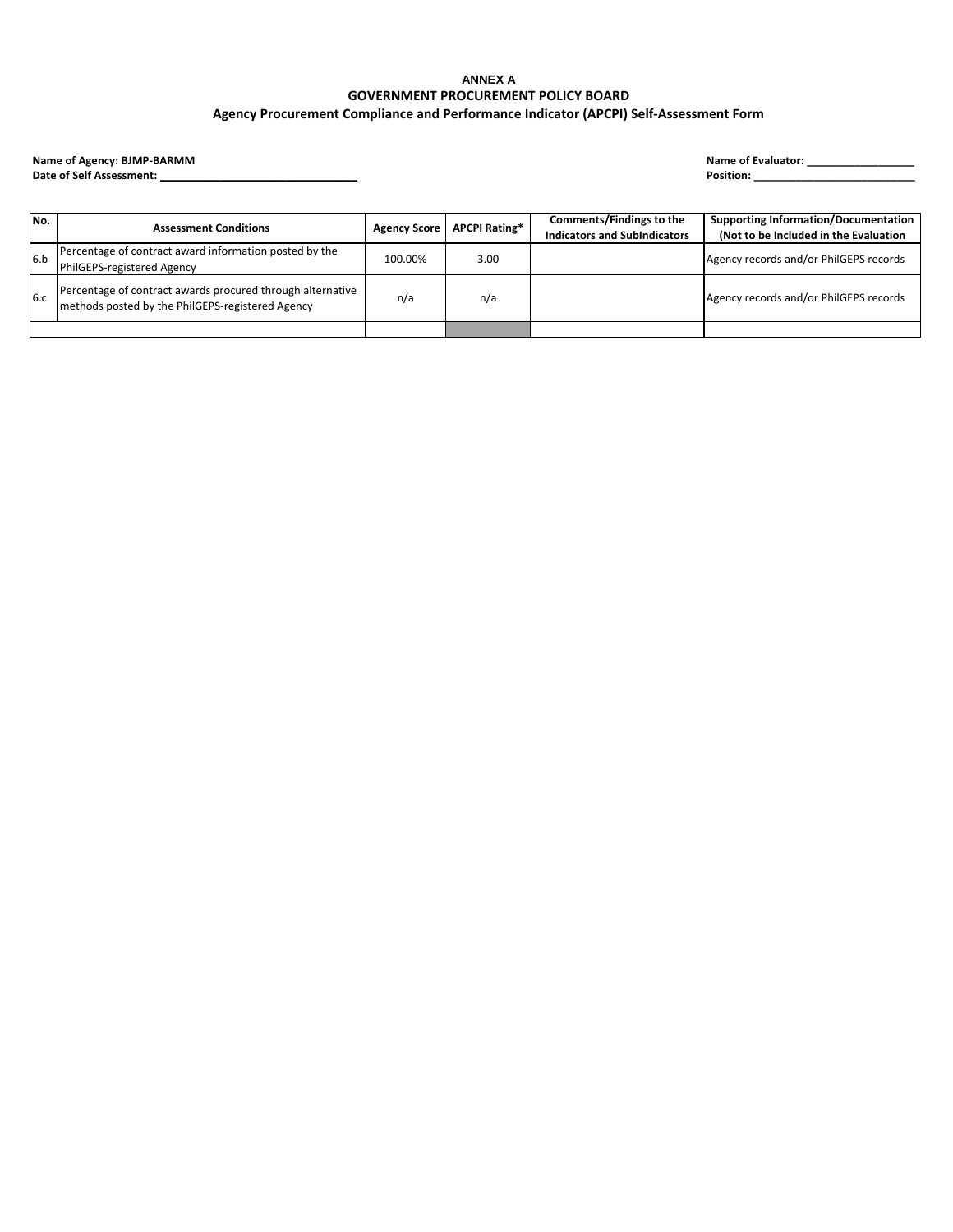**ANNEX A**

**GOVERNMENT PROCUREMENT POLICY BOARD**

**Agency Procurement Compliance and Performance Indicator (APCPI) Self-Assessment Form**

**Name of Agency: BJMP-BARMM**
**Date of Self Assessment: ________________________________**

**Name of Evaluator: __________________**
**Position: ____________________________**

| No. | Assessment Conditions | Agency Score | APCPI Rating* | Comments/Findings to the Indicators and SubIndicators | Supporting Information/Documentation (Not to be Included in the Evaluation |
|---|---|---|---|---|---|
| 6.b | Percentage of contract award information posted by the PhilGEPS-registered Agency | 100.00% | 3.00 | | Agency records and/or PhilGEPS records |
| 6.c | Percentage of contract awards procured through alternative methods posted by the PhilGEPS-registered Agency | n/a | n/a | | Agency records and/or PhilGEPS records |
| | | | | | |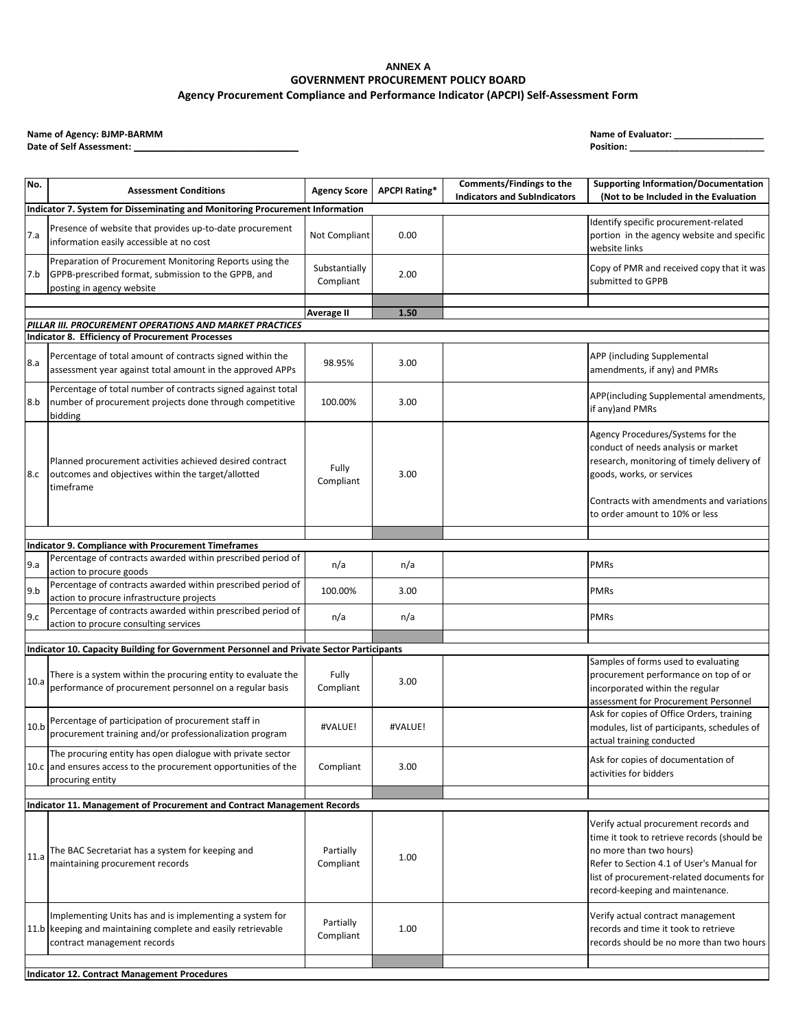**ANNEX A**

**GOVERNMENT PROCUREMENT POLICY BOARD**

**Agency Procurement Compliance and Performance Indicator (APCPI) Self-Assessment Form**

**Name of Agency: BJMP-BARMM**
**Date of Self Assessment: \_\_\_\_\_\_\_\_\_\_\_\_\_\_\_\_\_\_\_\_\_\_\_\_\_\_\_\_\_\_\_\_**

**Name of Evaluator: \_\_\_\_\_\_\_\_\_\_\_\_\_\_\_\_\_\_**
**Position: \_\_\_\_\_\_\_\_\_\_\_\_\_\_\_\_\_\_\_\_\_\_\_\_\_\_\_\_**

| No. | Assessment Conditions | Agency Score | APCPI Rating* | Comments/Findings to the Indicators and SubIndicators | Supporting Information/Documentation (Not to be Included in the Evaluation |
|---|---|---|---|---|---|
| **Indicator 7. System for Disseminating and Monitoring Procurement Information** | | | | | |
| 7.a | Presence of website that provides up-to-date procurement information easily accessible at no cost | Not Compliant | 0.00 | | Identify specific procurement-related portion in the agency website and specific website links |
| 7.b | Preparation of Procurement Monitoring Reports using the GPPB-prescribed format, submission to the GPPB, and posting in agency website | Substantially Compliant | 2.00 | | Copy of PMR and received copy that it was submitted to GPPB |
| | | | | | |
| | | **Average II** | **1.50** | | |
| ***PILLAR III. PROCUREMENT OPERATIONS AND MARKET PRACTICES*** | | | | | |
| **Indicator 8. Efficiency of Procurement Processes** | | | | | |
| 8.a | Percentage of total amount of contracts signed within the assessment year against total amount in the approved APPs | 98.95% | 3.00 | | APP (including Supplemental amendments, if any) and PMRs |
| 8.b | Percentage of total number of contracts signed against total number of procurement projects done through competitive bidding | 100.00% | 3.00 | | APP(including Supplemental amendments, if any)and PMRs |
| 8.c | Planned procurement activities achieved desired contract outcomes and objectives within the target/allotted timeframe | Fully Compliant | 3.00 | | Agency Procedures/Systems for the conduct of needs analysis or market research, monitoring of timely delivery of goods, works, or services<br><br>Contracts with amendments and variations to order amount to 10% or less |
| | | | | | |
| **Indicator 9. Compliance with Procurement Timeframes** | | | | | |
| 9.a | Percentage of contracts awarded within prescribed period of action to procure goods | n/a | n/a | | PMRs |
| 9.b | Percentage of contracts awarded within prescribed period of action to procure infrastructure projects | 100.00% | 3.00 | | PMRs |
| 9.c | Percentage of contracts awarded within prescribed period of action to procure consulting services | n/a | n/a | | PMRs |
| | | | | | |
| **Indicator 10. Capacity Building for Government Personnel and Private Sector Participants** | | | | | |
| 10.a | There is a system within the procuring entity to evaluate the performance of procurement personnel on a regular basis | Fully Compliant | 3.00 | | Samples of forms used to evaluating procurement performance on top of or incorporated within the regular assessment for Procurement Personnel |
| 10.b | Percentage of participation of procurement staff in procurement training and/or professionalization program | #VALUE! | #VALUE! | | Ask for copies of Office Orders, training modules, list of participants, schedules of actual training conducted |
| 10.c | The procuring entity has open dialogue with private sector and ensures access to the procurement opportunities of the procuring entity | Compliant | 3.00 | | Ask for copies of documentation of activities for bidders |
| | | | | | |
| **Indicator 11. Management of Procurement and Contract Management Records** | | | | | |
| 11.a | The BAC Secretariat has a system for keeping and maintaining procurement records | Partially Compliant | 1.00 | | Verify actual procurement records and time it took to retrieve records (should be no more than two hours)<br>Refer to Section 4.1 of User's Manual for list of procurement-related documents for record-keeping and maintenance. |
| 11.b | Implementing Units has and is implementing a system for keeping and maintaining complete and easily retrievable contract management records | Partially Compliant | 1.00 | | Verify actual contract management records and time it took to retrieve records should be no more than two hours |
| | | | | | |
| **Indicator 12. Contract Management Procedures** | | | | | |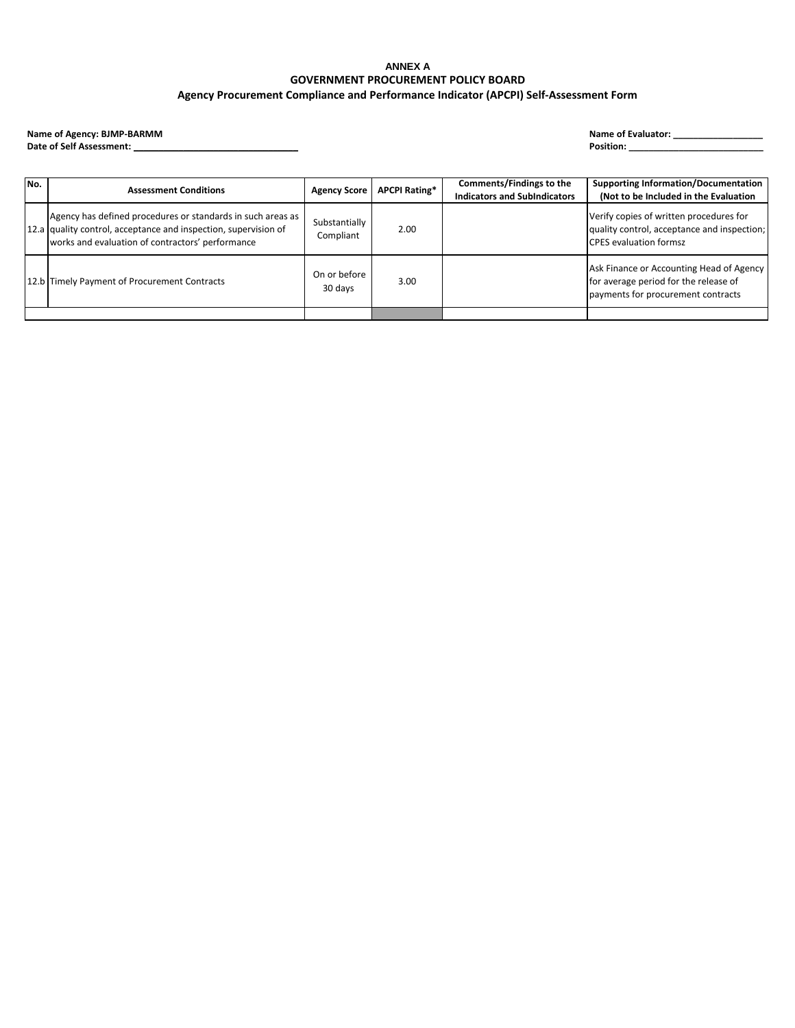**ANNEX A**
**GOVERNMENT PROCUREMENT POLICY BOARD**
**Agency Procurement Compliance and Performance Indicator (APCPI) Self-Assessment Form**

**Name of Agency: BJMP-BARMM**
**Date of Self Assessment: _______________________________**

**Name of Evaluator: _________________**
**Position: ___________________________**

| No. | Assessment Conditions | Agency Score | APCPI Rating* | Comments/Findings to the Indicators and SubIndicators | Supporting Information/Documentation (Not to be Included in the Evaluation |
|---|---|---|---|---|---|
| 12.a | Agency has defined procedures or standards in such areas as quality control, acceptance and inspection, supervision of works and evaluation of contractors' performance | Substantially Compliant | 2.00 | | Verify copies of written procedures for quality control, acceptance and inspection; CPES evaluation formsz |
| 12.b | Timely Payment of Procurement Contracts | On or before 30 days | 3.00 | | Ask Finance or Accounting Head of Agency for average period for the release of payments for procurement contracts |
| | | | | | |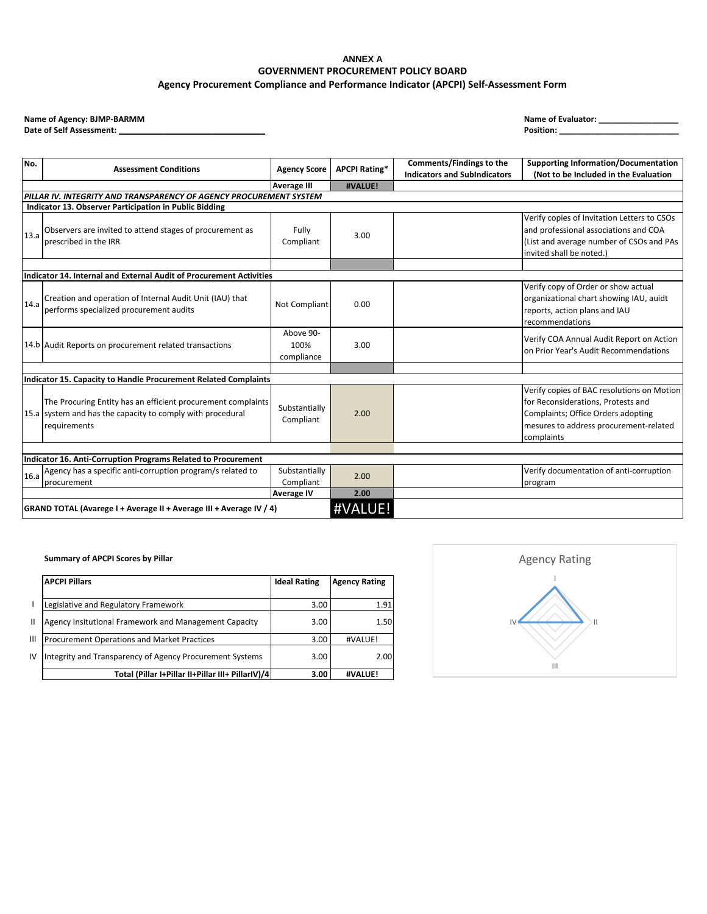**ANNEX A**

**GOVERNMENT PROCUREMENT POLICY BOARD**

**Agency Procurement Compliance and Performance Indicator (APCPI) Self-Assessment Form**

**Name of Agency: BJMP-BARMM** | **Name of Evaluator: _________________**

**Date of Self Assessment: ______________________________** | **Position: __________________________**

| No. | Assessment Conditions | Agency Score | APCPI Rating* | Comments/Findings to the Indicators and SubIndicators | Supporting Information/Documentation (Not to be Included in the Evaluation |
|---|---|---|---|---|---|
| | | **Average III** | **#VALUE!** | | |
| ***PILLAR IV. INTEGRITY AND TRANSPARENCY OF AGENCY PROCUREMENT SYSTEM*** | | | | | |
| **Indicator 13. Observer Participation in Public Bidding** | | | | | |
| 13.a | Observers are invited to attend stages of procurement as prescribed in the IRR | Fully Compliant | 3.00 | | Verify copies of Invitation Letters to CSOs and professional associations and COA (List and average number of CSOs and PAs invited shall be noted.) |
| **Indicator 14. Internal and External Audit of Procurement Activities** | | | | | |
| 14.a | Creation and operation of Internal Audit Unit (IAU) that performs specialized procurement audits | Not Compliant | 0.00 | | Verify copy of Order or show actual organizational chart showing IAU, auidt reports, action plans and IAU recommendations |
| 14.b | Audit Reports on procurement related transactions | Above 90-100% compliance | 3.00 | | Verify COA Annual Audit Report on Action on Prior Year's Audit Recommendations |
| **Indicator 15. Capacity to Handle Procurement Related Complaints** | | | | | |
| 15.a | The Procuring Entity has an efficient procurement complaints system and has the capacity to comply with procedural requirements | Substantially Compliant | 2.00 | | Verify copies of BAC resolutions on Motion for Reconsiderations, Protests and Complaints; Office Orders adopting mesures to address procurement-related complaints |
| **Indicator 16. Anti-Corruption Programs Related to Procurement** | | | | | |
| 16.a | Agency has a specific anti-corruption program/s related to procurement | Substantially Compliant | 2.00 | | Verify documentation of anti-corruption program |
| | | **Average IV** | **2.00** | | |
| **GRAND TOTAL (Avarege I + Average II + Average III + Average IV / 4)** | | | #VALUE! | | |

**Summary of APCPI Scores by Pillar**

| | APCPI Pillars | Ideal Rating | Agency Rating |
|---|---|---|---|
| I | Legislative and Regulatory Framework | 3.00 | 1.91 |
| II | Agency Insitutional Framework and Management Capacity | 3.00 | 1.50 |
| III | Procurement Operations and Market Practices | 3.00 | #VALUE! |
| IV | Integrity and Transparency of Agency Procurement Systems | 3.00 | 2.00 |
| | **Total (Pillar I+Pillar II+Pillar III+ PillarIV)/4** | **3.00** | **#VALUE!** |

Agency Rating

I

II

III

IV